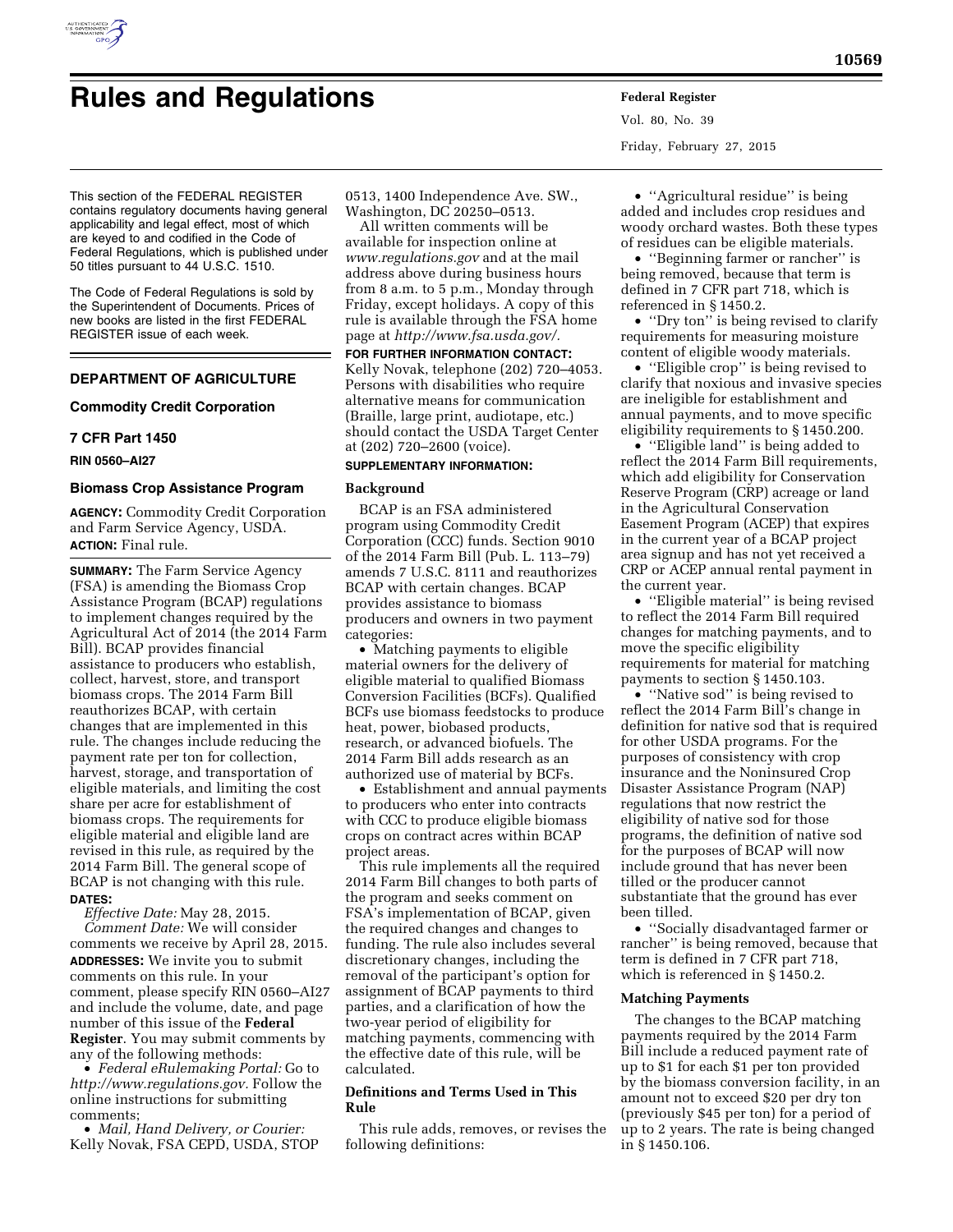# Rules and Regulations

This section of the FEDERAL REGISTER contains regulatory documents having general applicability and legal effect, most of which are keyed to and codified in the Code of Federal Regulations, which is published under 50 titles pursuant to 44 U.S.C. 1510.

The Code of Federal Regulations is sold by the Superintendent of Documents. Prices of new books are listed in the first FEDERAL REGISTER issue of each week.

## DEPARTMENT OF AGRICULTURE

### Commodity Credit Corporation

### 7 CFR Part 1450

**RIN 0560–AI27**

### Biomass Crop Assistance Program

**AGENCY:** Commodity Credit Corporation and Farm Service Agency, USDA.

**ACTION:** Final rule.

**SUMMARY:** The Farm Service Agency (FSA) is amending the Biomass Crop Assistance Program (BCAP) regulations to implement changes required by the Agricultural Act of 2014 (the 2014 Farm Bill). BCAP provides financial assistance to producers who establish, collect, harvest, store, and transport biomass crops. The 2014 Farm Bill reauthorizes BCAP, with certain changes that are implemented in this rule. The changes include reducing the payment rate per ton for collection, harvest, storage, and transportation of eligible materials, and limiting the cost share per acre for establishment of biomass crops. The requirements for eligible material and eligible land are revised in this rule, as required by the 2014 Farm Bill. The general scope of BCAP is not changing with this rule.

**DATES:**

*Effective Date:* May 28, 2015.

*Comment Date:* We will consider comments we receive by April 28, 2015.

**ADDRESSES:** We invite you to submit comments on this rule. In your comment, please specify RIN 0560–AI27 and include the volume, date, and page number of this issue of the **Federal Register**. You may submit comments by any of the following methods:

- *Federal eRulemaking Portal:* Go to *http://www.regulations.gov*. Follow the online instructions for submitting comments;
- *Mail, Hand Delivery, or Courier:* Kelly Novak, FSA CEPD, USDA, STOP 0513, 1400 Independence Ave. SW., Washington, DC 20250–0513.

All written comments will be available for inspection online at *www.regulations.gov* and at the mail address above during business hours from 8 a.m. to 5 p.m., Monday through Friday, except holidays. A copy of this rule is available through the FSA home page at *http://www.fsa.usda.gov/.*

**FOR FURTHER INFORMATION CONTACT:** Kelly Novak, telephone (202) 720–4053. Persons with disabilities who require alternative means for communication (Braille, large print, audiotape, etc.) should contact the USDA Target Center at (202) 720–2600 (voice).

**SUPPLEMENTARY INFORMATION:**

#### Background

BCAP is an FSA administered program using Commodity Credit Corporation (CCC) funds. Section 9010 of the 2014 Farm Bill (Pub. L. 113–79) amends 7 U.S.C. 8111 and reauthorizes BCAP with certain changes. BCAP provides assistance to biomass producers and owners in two payment categories:

- Matching payments to eligible material owners for the delivery of eligible material to qualified Biomass Conversion Facilities (BCFs). Qualified BCFs use biomass feedstocks to produce heat, power, biobased products, research, or advanced biofuels. The 2014 Farm Bill adds research as an authorized use of material by BCFs.
- Establishment and annual payments to producers who enter into contracts with CCC to produce eligible biomass crops on contract acres within BCAP project areas.

This rule implements all the required 2014 Farm Bill changes to both parts of the program and seeks comment on FSA's implementation of BCAP, given the required changes and changes to funding. The rule also includes several discretionary changes, including the removal of the participant's option for assignment of BCAP payments to third parties, and a clarification of how the two-year period of eligibility for matching payments, commencing with the effective date of this rule, will be calculated.

#### Definitions and Terms Used in This Rule

This rule adds, removes, or revises the following definitions:

- ''Agricultural residue'' is being added and includes crop residues and woody orchard wastes. Both these types of residues can be eligible materials.
- ''Beginning farmer or rancher'' is being removed, because that term is defined in 7 CFR part 718, which is referenced in § 1450.2.
- ''Dry ton'' is being revised to clarify requirements for measuring moisture content of eligible woody materials.
- ''Eligible crop'' is being revised to clarify that noxious and invasive species are ineligible for establishment and annual payments, and to move specific eligibility requirements to § 1450.200.
- ''Eligible land'' is being added to reflect the 2014 Farm Bill requirements, which add eligibility for Conservation Reserve Program (CRP) acreage or land in the Agricultural Conservation Easement Program (ACEP) that expires in the current year of a BCAP project area signup and has not yet received a CRP or ACEP annual rental payment in the current year.
- ''Eligible material'' is being revised to reflect the 2014 Farm Bill required changes for matching payments, and to move the specific eligibility requirements for material for matching payments to section § 1450.103.
- ''Native sod'' is being revised to reflect the 2014 Farm Bill's change in definition for native sod that is required for other USDA programs. For the purposes of consistency with crop insurance and the Noninsured Crop Disaster Assistance Program (NAP) regulations that now restrict the eligibility of native sod for those programs, the definition of native sod for the purposes of BCAP will now include ground that has never been tilled or the producer cannot substantiate that the ground has ever been tilled.
- ''Socially disadvantaged farmer or rancher'' is being removed, because that term is defined in 7 CFR part 718, which is referenced in § 1450.2.

#### Matching Payments

The changes to the BCAP matching payments required by the 2014 Farm Bill include a reduced payment rate of up to $1 for each $1 per ton provided by the biomass conversion facility, in an amount not to exceed $20 per dry ton (previously $45 per ton) for a period of up to 2 years. The rate is being changed in § 1450.106.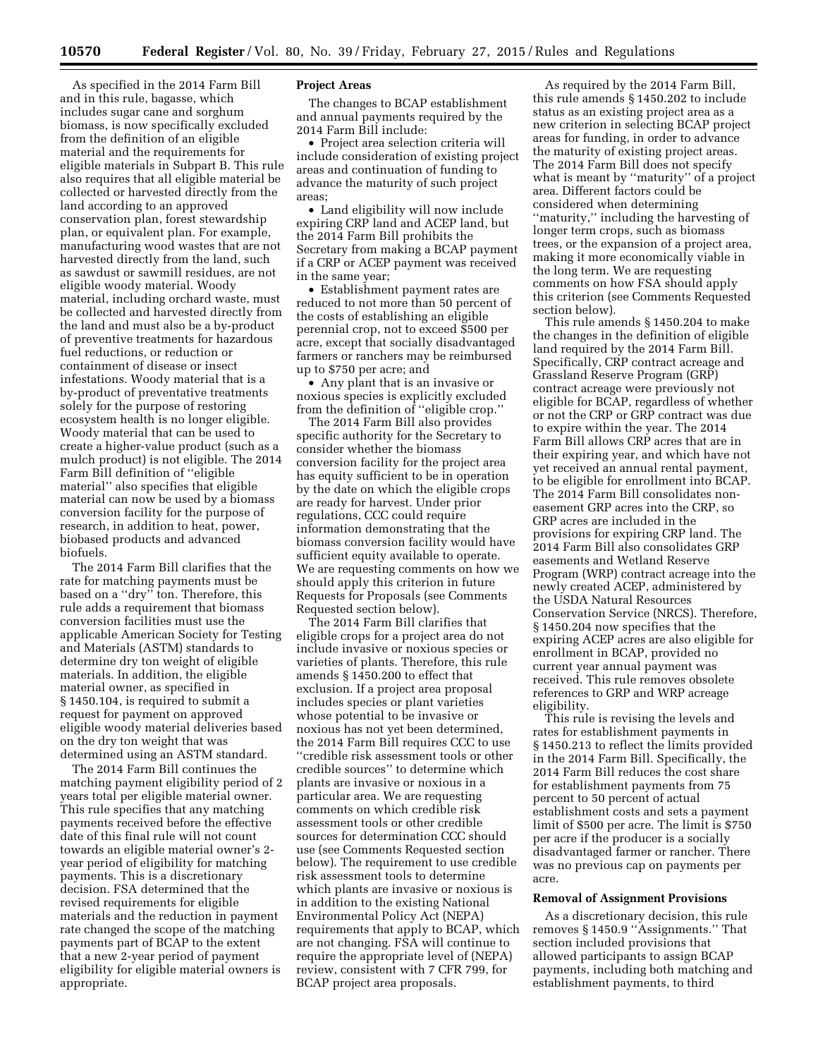As specified in the 2014 Farm Bill and in this rule, bagasse, which includes sugar cane and sorghum biomass, is now specifically excluded from the definition of an eligible material and the requirements for eligible materials in Subpart B. This rule also requires that all eligible material be collected or harvested directly from the land according to an approved conservation plan, forest stewardship plan, or equivalent plan. For example, manufacturing wood wastes that are not harvested directly from the land, such as sawdust or sawmill residues, are not eligible woody material. Woody material, including orchard waste, must be collected and harvested directly from the land and must also be a by-product of preventive treatments for hazardous fuel reductions, or reduction or containment of disease or insect infestations. Woody material that is a by-product of preventative treatments solely for the purpose of restoring ecosystem health is no longer eligible. Woody material that can be used to create a higher-value product (such as a mulch product) is not eligible. The 2014 Farm Bill definition of "eligible material" also specifies that eligible material can now be used by a biomass conversion facility for the purpose of research, in addition to heat, power, biobased products and advanced biofuels.

The 2014 Farm Bill clarifies that the rate for matching payments must be based on a "dry" ton. Therefore, this rule adds a requirement that biomass conversion facilities must use the applicable American Society for Testing and Materials (ASTM) standards to determine dry ton weight of eligible materials. In addition, the eligible material owner, as specified in § 1450.104, is required to submit a request for payment on approved eligible woody material deliveries based on the dry ton weight that was determined using an ASTM standard.

The 2014 Farm Bill continues the matching payment eligibility period of 2 years total per eligible material owner. This rule specifies that any matching payments received before the effective date of this final rule will not count towards an eligible material owner's 2-year period of eligibility for matching payments. This is a discretionary decision. FSA determined that the revised requirements for eligible materials and the reduction in payment rate changed the scope of the matching payments part of BCAP to the extent that a new 2-year period of payment eligibility for eligible material owners is appropriate.

**Project Areas**

The changes to BCAP establishment and annual payments required by the 2014 Farm Bill include:

- Project area selection criteria will include consideration of existing project areas and continuation of funding to advance the maturity of such project areas;
- Land eligibility will now include expiring CRP land and ACEP land, but the 2014 Farm Bill prohibits the Secretary from making a BCAP payment if a CRP or ACEP payment was received in the same year;
- Establishment payment rates are reduced to not more than 50 percent of the costs of establishing an eligible perennial crop, not to exceed $500 per acre, except that socially disadvantaged farmers or ranchers may be reimbursed up to $750 per acre; and
- Any plant that is an invasive or noxious species is explicitly excluded from the definition of "eligible crop."

The 2014 Farm Bill also provides specific authority for the Secretary to consider whether the biomass conversion facility for the project area has equity sufficient to be in operation by the date on which the eligible crops are ready for harvest. Under prior regulations, CCC could require information demonstrating that the biomass conversion facility would have sufficient equity available to operate. We are requesting comments on how we should apply this criterion in future Requests for Proposals (see Comments Requested section below).

The 2014 Farm Bill clarifies that eligible crops for a project area do not include invasive or noxious species or varieties of plants. Therefore, this rule amends § 1450.200 to effect that exclusion. If a project area proposal includes species or plant varieties whose potential to be invasive or noxious has not yet been determined, the 2014 Farm Bill requires CCC to use "credible risk assessment tools or other credible sources" to determine which plants are invasive or noxious in a particular area. We are requesting comments on which credible risk assessment tools or other credible sources for determination CCC should use (see Comments Requested section below). The requirement to use credible risk assessment tools to determine which plants are invasive or noxious is in addition to the existing National Environmental Policy Act (NEPA) requirements that apply to BCAP, which are not changing. FSA will continue to require the appropriate level of (NEPA) review, consistent with 7 CFR 799, for BCAP project area proposals.

As required by the 2014 Farm Bill, this rule amends § 1450.202 to include status as an existing project area as a new criterion in selecting BCAP project areas for funding, in order to advance the maturity of existing project areas. The 2014 Farm Bill does not specify what is meant by "maturity" of a project area. Different factors could be considered when determining "maturity," including the harvesting of longer term crops, such as biomass trees, or the expansion of a project area, making it more economically viable in the long term. We are requesting comments on how FSA should apply this criterion (see Comments Requested section below).

This rule amends § 1450.204 to make the changes in the definition of eligible land required by the 2014 Farm Bill. Specifically, CRP contract acreage and Grassland Reserve Program (GRP) contract acreage were previously not eligible for BCAP, regardless of whether or not the CRP or GRP contract was due to expire within the year. The 2014 Farm Bill allows CRP acres that are in their expiring year, and which have not yet received an annual rental payment, to be eligible for enrollment into BCAP. The 2014 Farm Bill consolidates non-easement GRP acres into the CRP, so GRP acres are included in the provisions for expiring CRP land. The 2014 Farm Bill also consolidates GRP easements and Wetland Reserve Program (WRP) contract acreage into the newly created ACEP, administered by the USDA Natural Resources Conservation Service (NRCS). Therefore, § 1450.204 now specifies that the expiring ACEP acres are also eligible for enrollment in BCAP, provided no current year annual payment was received. This rule removes obsolete references to GRP and WRP acreage eligibility.

This rule is revising the levels and rates for establishment payments in § 1450.213 to reflect the limits provided in the 2014 Farm Bill. Specifically, the 2014 Farm Bill reduces the cost share for establishment payments from 75 percent to 50 percent of actual establishment costs and sets a payment limit of $500 per acre. The limit is $750 per acre if the producer is a socially disadvantaged farmer or rancher. There was no previous cap on payments per acre.

**Removal of Assignment Provisions**

As a discretionary decision, this rule removes § 1450.9 "Assignments." That section included provisions that allowed participants to assign BCAP payments, including both matching and establishment payments, to third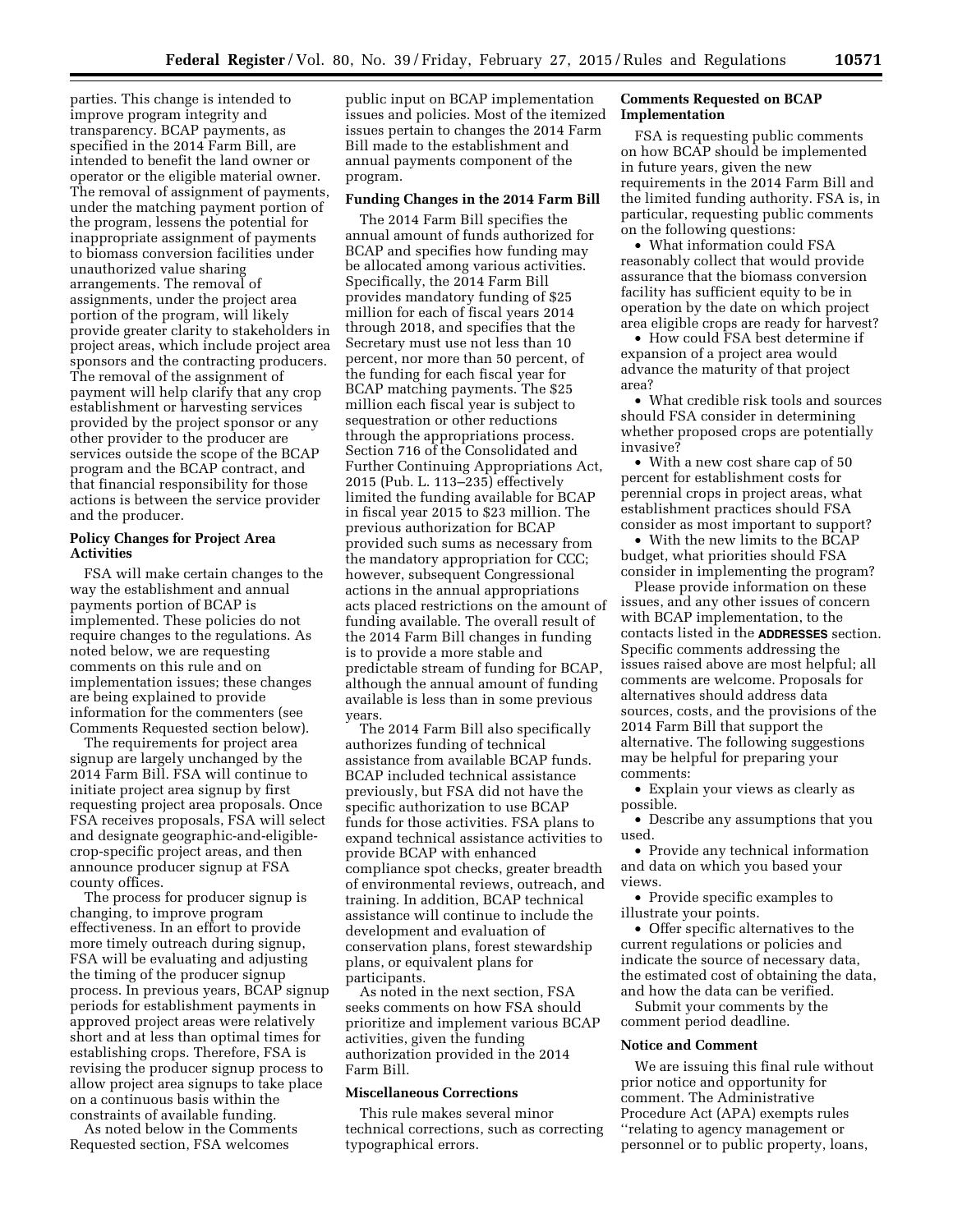parties. This change is intended to improve program integrity and transparency. BCAP payments, as specified in the 2014 Farm Bill, are intended to benefit the land owner or operator or the eligible material owner. The removal of assignment of payments, under the matching payment portion of the program, lessens the potential for inappropriate assignment of payments to biomass conversion facilities under unauthorized value sharing arrangements. The removal of assignments, under the project area portion of the program, will likely provide greater clarity to stakeholders in project areas, which include project area sponsors and the contracting producers. The removal of the assignment of payment will help clarify that any crop establishment or harvesting services provided by the project sponsor or any other provider to the producer are services outside the scope of the BCAP program and the BCAP contract, and that financial responsibility for those actions is between the service provider and the producer.

### Policy Changes for Project Area Activities

FSA will make certain changes to the way the establishment and annual payments portion of BCAP is implemented. These policies do not require changes to the regulations. As noted below, we are requesting comments on this rule and on implementation issues; these changes are being explained to provide information for the commenters (see Comments Requested section below).

The requirements for project area signup are largely unchanged by the 2014 Farm Bill. FSA will continue to initiate project area signup by first requesting project area proposals. Once FSA receives proposals, FSA will select and designate geographic-and-eligible-crop-specific project areas, and then announce producer signup at FSA county offices.

The process for producer signup is changing, to improve program effectiveness. In an effort to provide more timely outreach during signup, FSA will be evaluating and adjusting the timing of the producer signup process. In previous years, BCAP signup periods for establishment payments in approved project areas were relatively short and at less than optimal times for establishing crops. Therefore, FSA is revising the producer signup process to allow project area signups to take place on a continuous basis within the constraints of available funding.

As noted below in the Comments Requested section, FSA welcomes public input on BCAP implementation issues and policies. Most of the itemized issues pertain to changes the 2014 Farm Bill made to the establishment and annual payments component of the program.

### Funding Changes in the 2014 Farm Bill

The 2014 Farm Bill specifies the annual amount of funds authorized for BCAP and specifies how funding may be allocated among various activities. Specifically, the 2014 Farm Bill provides mandatory funding of $25 million for each of fiscal years 2014 through 2018, and specifies that the Secretary must use not less than 10 percent, nor more than 50 percent, of the funding for each fiscal year for BCAP matching payments. The $25 million each fiscal year is subject to sequestration or other reductions through the appropriations process. Section 716 of the Consolidated and Further Continuing Appropriations Act, 2015 (Pub. L. 113–235) effectively limited the funding available for BCAP in fiscal year 2015 to $23 million. The previous authorization for BCAP provided such sums as necessary from the mandatory appropriation for CCC; however, subsequent Congressional actions in the annual appropriations acts placed restrictions on the amount of funding available. The overall result of the 2014 Farm Bill changes in funding is to provide a more stable and predictable stream of funding for BCAP, although the annual amount of funding available is less than in some previous years.

The 2014 Farm Bill also specifically authorizes funding of technical assistance from available BCAP funds. BCAP included technical assistance previously, but FSA did not have the specific authorization to use BCAP funds for those activities. FSA plans to expand technical assistance activities to provide BCAP with enhanced compliance spot checks, greater breadth of environmental reviews, outreach, and training. In addition, BCAP technical assistance will continue to include the development and evaluation of conservation plans, forest stewardship plans, or equivalent plans for participants.

As noted in the next section, FSA seeks comments on how FSA should prioritize and implement various BCAP activities, given the funding authorization provided in the 2014 Farm Bill.

### Miscellaneous Corrections

This rule makes several minor technical corrections, such as correcting typographical errors.

### Comments Requested on BCAP Implementation

FSA is requesting public comments on how BCAP should be implemented in future years, given the new requirements in the 2014 Farm Bill and the limited funding authority. FSA is, in particular, requesting public comments on the following questions:

- What information could FSA reasonably collect that would provide assurance that the biomass conversion facility has sufficient equity to be in operation by the date on which project area eligible crops are ready for harvest?
- How could FSA best determine if expansion of a project area would advance the maturity of that project area?
- What credible risk tools and sources should FSA consider in determining whether proposed crops are potentially invasive?
- With a new cost share cap of 50 percent for establishment costs for perennial crops in project areas, what establishment practices should FSA consider as most important to support?
- With the new limits to the BCAP budget, what priorities should FSA consider in implementing the program?

Please provide information on these issues, and any other issues of concern with BCAP implementation, to the contacts listed in the **ADDRESSES** section. Specific comments addressing the issues raised above are most helpful; all comments are welcome. Proposals for alternatives should address data sources, costs, and the provisions of the 2014 Farm Bill that support the alternative. The following suggestions may be helpful for preparing your comments:

- Explain your views as clearly as possible.
- Describe any assumptions that you used.
- Provide any technical information and data on which you based your views.
- Provide specific examples to illustrate your points.
- Offer specific alternatives to the current regulations or policies and indicate the source of necessary data, the estimated cost of obtaining the data, and how the data can be verified.

Submit your comments by the comment period deadline.

### Notice and Comment

We are issuing this final rule without prior notice and opportunity for comment. The Administrative Procedure Act (APA) exempts rules "relating to agency management or personnel or to public property, loans,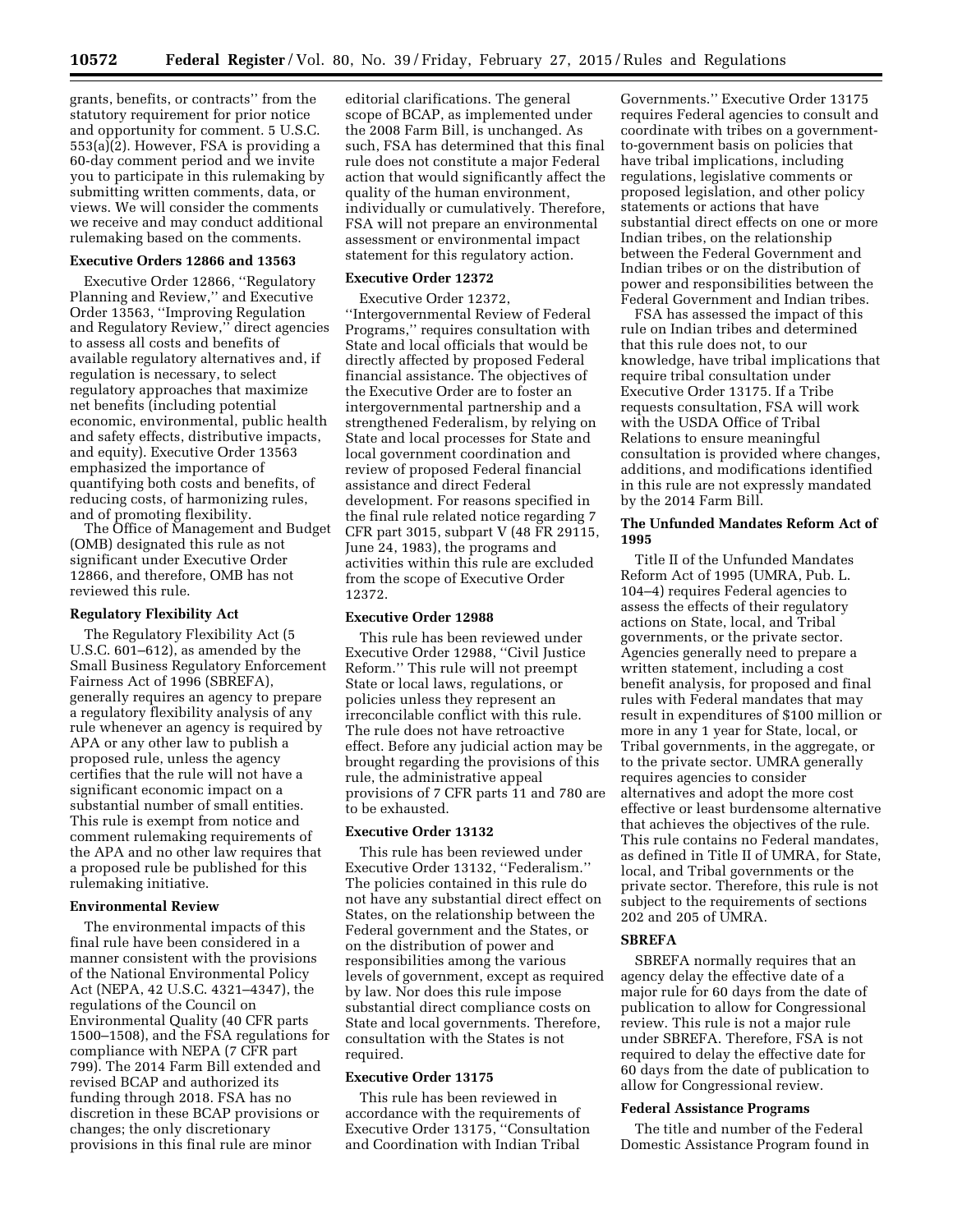grants, benefits, or contracts'' from the statutory requirement for prior notice and opportunity for comment. 5 U.S.C. 553(a)(2). However, FSA is providing a 60-day comment period and we invite you to participate in this rulemaking by submitting written comments, data, or views. We will consider the comments we receive and may conduct additional rulemaking based on the comments.

### Executive Orders 12866 and 13563

Executive Order 12866, ''Regulatory Planning and Review,'' and Executive Order 13563, ''Improving Regulation and Regulatory Review,'' direct agencies to assess all costs and benefits of available regulatory alternatives and, if regulation is necessary, to select regulatory approaches that maximize net benefits (including potential economic, environmental, public health and safety effects, distributive impacts, and equity). Executive Order 13563 emphasized the importance of quantifying both costs and benefits, of reducing costs, of harmonizing rules, and of promoting flexibility.

The Office of Management and Budget (OMB) designated this rule as not significant under Executive Order 12866, and therefore, OMB has not reviewed this rule.

### Regulatory Flexibility Act

The Regulatory Flexibility Act (5 U.S.C. 601–612), as amended by the Small Business Regulatory Enforcement Fairness Act of 1996 (SBREFA), generally requires an agency to prepare a regulatory flexibility analysis of any rule whenever an agency is required by APA or any other law to publish a proposed rule, unless the agency certifies that the rule will not have a significant economic impact on a substantial number of small entities. This rule is exempt from notice and comment rulemaking requirements of the APA and no other law requires that a proposed rule be published for this rulemaking initiative.

### Environmental Review

The environmental impacts of this final rule have been considered in a manner consistent with the provisions of the National Environmental Policy Act (NEPA, 42 U.S.C. 4321–4347), the regulations of the Council on Environmental Quality (40 CFR parts 1500–1508), and the FSA regulations for compliance with NEPA (7 CFR part 799). The 2014 Farm Bill extended and revised BCAP and authorized its funding through 2018. FSA has no discretion in these BCAP provisions or changes; the only discretionary provisions in this final rule are minor editorial clarifications. The general scope of BCAP, as implemented under the 2008 Farm Bill, is unchanged. As such, FSA has determined that this final rule does not constitute a major Federal action that would significantly affect the quality of the human environment, individually or cumulatively. Therefore, FSA will not prepare an environmental assessment or environmental impact statement for this regulatory action.

### Executive Order 12372

Executive Order 12372, ''Intergovernmental Review of Federal Programs,'' requires consultation with State and local officials that would be directly affected by proposed Federal financial assistance. The objectives of the Executive Order are to foster an intergovernmental partnership and a strengthened Federalism, by relying on State and local processes for State and local government coordination and review of proposed Federal financial assistance and direct Federal development. For reasons specified in the final rule related notice regarding 7 CFR part 3015, subpart V (48 FR 29115, June 24, 1983), the programs and activities within this rule are excluded from the scope of Executive Order 12372.

### Executive Order 12988

This rule has been reviewed under Executive Order 12988, ''Civil Justice Reform.'' This rule will not preempt State or local laws, regulations, or policies unless they represent an irreconcilable conflict with this rule. The rule does not have retroactive effect. Before any judicial action may be brought regarding the provisions of this rule, the administrative appeal provisions of 7 CFR parts 11 and 780 are to be exhausted.

### Executive Order 13132

This rule has been reviewed under Executive Order 13132, ''Federalism.'' The policies contained in this rule do not have any substantial direct effect on States, on the relationship between the Federal government and the States, or on the distribution of power and responsibilities among the various levels of government, except as required by law. Nor does this rule impose substantial direct compliance costs on State and local governments. Therefore, consultation with the States is not required.

### Executive Order 13175

This rule has been reviewed in accordance with the requirements of Executive Order 13175, ''Consultation and Coordination with Indian Tribal Governments.'' Executive Order 13175 requires Federal agencies to consult and coordinate with tribes on a government-to-government basis on policies that have tribal implications, including regulations, legislative comments or proposed legislation, and other policy statements or actions that have substantial direct effects on one or more Indian tribes, on the relationship between the Federal Government and Indian tribes or on the distribution of power and responsibilities between the Federal Government and Indian tribes.

FSA has assessed the impact of this rule on Indian tribes and determined that this rule does not, to our knowledge, have tribal implications that require tribal consultation under Executive Order 13175. If a Tribe requests consultation, FSA will work with the USDA Office of Tribal Relations to ensure meaningful consultation is provided where changes, additions, and modifications identified in this rule are not expressly mandated by the 2014 Farm Bill.

### The Unfunded Mandates Reform Act of 1995

Title II of the Unfunded Mandates Reform Act of 1995 (UMRA, Pub. L. 104–4) requires Federal agencies to assess the effects of their regulatory actions on State, local, and Tribal governments, or the private sector. Agencies generally need to prepare a written statement, including a cost benefit analysis, for proposed and final rules with Federal mandates that may result in expenditures of $100 million or more in any 1 year for State, local, or Tribal governments, in the aggregate, or to the private sector. UMRA generally requires agencies to consider alternatives and adopt the more cost effective or least burdensome alternative that achieves the objectives of the rule. This rule contains no Federal mandates, as defined in Title II of UMRA, for State, local, and Tribal governments or the private sector. Therefore, this rule is not subject to the requirements of sections 202 and 205 of UMRA.

### SBREFA

SBREFA normally requires that an agency delay the effective date of a major rule for 60 days from the date of publication to allow for Congressional review. This rule is not a major rule under SBREFA. Therefore, FSA is not required to delay the effective date for 60 days from the date of publication to allow for Congressional review.

### Federal Assistance Programs

The title and number of the Federal Domestic Assistance Program found in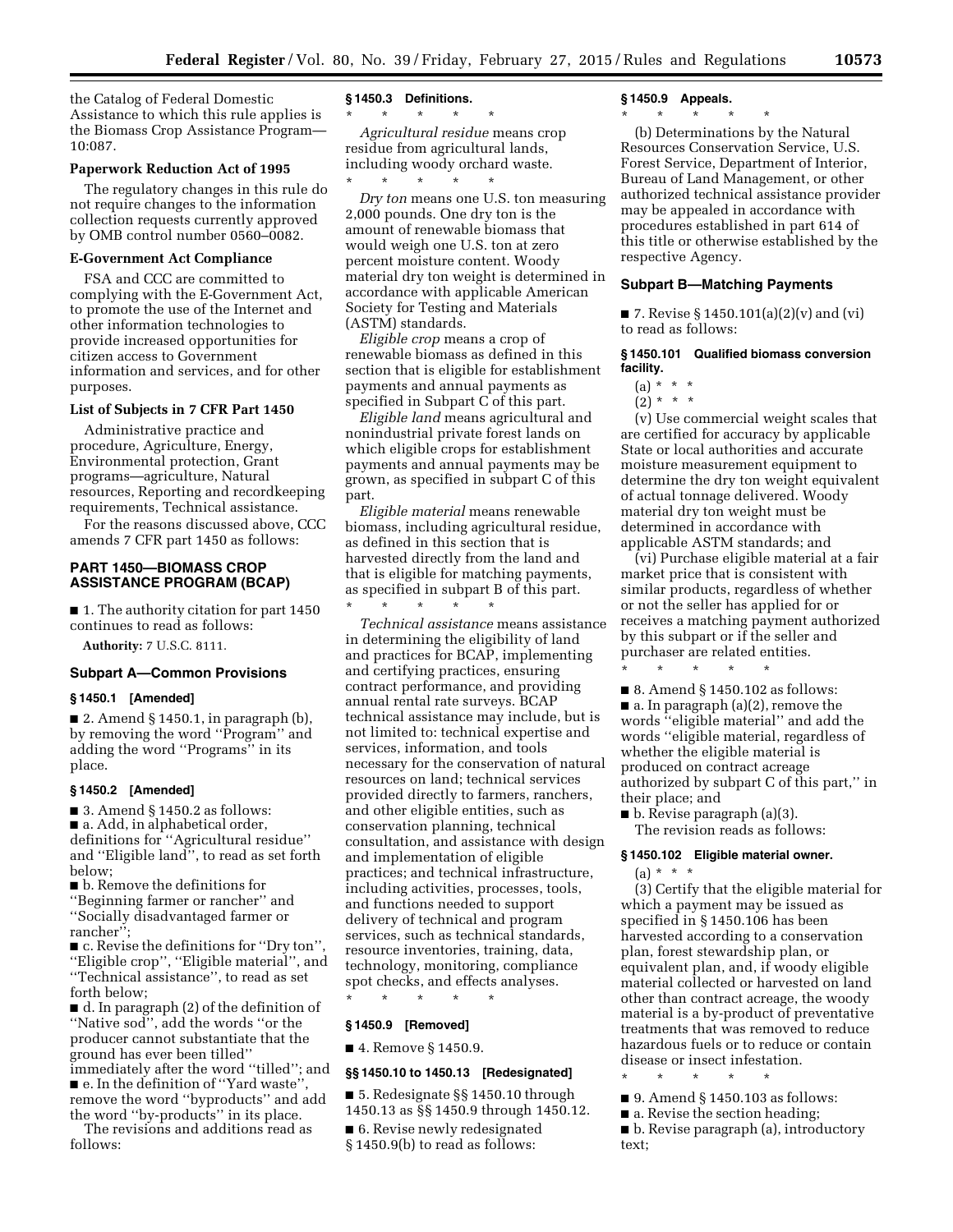the Catalog of Federal Domestic Assistance to which this rule applies is the Biomass Crop Assistance Program—10:087.

### Paperwork Reduction Act of 1995

The regulatory changes in this rule do not require changes to the information collection requests currently approved by OMB control number 0560–0082.

### E-Government Act Compliance

FSA and CCC are committed to complying with the E-Government Act, to promote the use of the Internet and other information technologies to provide increased opportunities for citizen access to Government information and services, and for other purposes.

### List of Subjects in 7 CFR Part 1450

Administrative practice and procedure, Agriculture, Energy, Environmental protection, Grant programs—agriculture, Natural resources, Reporting and recordkeeping requirements, Technical assistance.

For the reasons discussed above, CCC amends 7 CFR part 1450 as follows:

## PART 1450—BIOMASS CROP ASSISTANCE PROGRAM (BCAP)

■ 1. The authority citation for part 1450 continues to read as follows:

**Authority:** 7 U.S.C. 8111.

### Subpart A—Common Provisions

#### § 1450.1 [Amended]

■ 2. Amend § 1450.1, in paragraph (b), by removing the word ''Program'' and adding the word ''Programs'' in its place.

#### § 1450.2 [Amended]

■ 3. Amend § 1450.2 as follows:

■ a. Add, in alphabetical order, definitions for ''Agricultural residue'' and ''Eligible land'', to read as set forth below;

■ b. Remove the definitions for ''Beginning farmer or rancher'' and ''Socially disadvantaged farmer or rancher'';

■ c. Revise the definitions for ''Dry ton'', ''Eligible crop'', ''Eligible material'', and ''Technical assistance'', to read as set forth below;

■ d. In paragraph (2) of the definition of ''Native sod'', add the words ''or the producer cannot substantiate that the ground has ever been tilled'' immediately after the word ''tilled''; and

■ e. In the definition of ''Yard waste'', remove the word ''byproducts'' and add the word ''by-products'' in its place.

The revisions and additions read as follows:

#### § 1450.3 Definitions.

\* \* \* \* \*

*Agricultural residue* means crop residue from agricultural lands, including woody orchard waste.

\* \* \* \* \*

*Dry ton* means one U.S. ton measuring 2,000 pounds. One dry ton is the amount of renewable biomass that would weigh one U.S. ton at zero percent moisture content. Woody material dry ton weight is determined in accordance with applicable American Society for Testing and Materials (ASTM) standards.

*Eligible crop* means a crop of renewable biomass as defined in this section that is eligible for establishment payments and annual payments as specified in Subpart C of this part.

*Eligible land* means agricultural and nonindustrial private forest lands on which eligible crops for establishment payments and annual payments may be grown, as specified in subpart C of this part.

*Eligible material* means renewable biomass, including agricultural residue, as defined in this section that is harvested directly from the land and that is eligible for matching payments, as specified in subpart B of this part.

\* \* \* \* \*

*Technical assistance* means assistance in determining the eligibility of land and practices for BCAP, implementing and certifying practices, ensuring contract performance, and providing annual rental rate surveys. BCAP technical assistance may include, but is not limited to: technical expertise and services, information, and tools necessary for the conservation of natural resources on land; technical services provided directly to farmers, ranchers, and other eligible entities, such as conservation planning, technical consultation, and assistance with design and implementation of eligible practices; and technical infrastructure, including activities, processes, tools, and functions needed to support delivery of technical and program services, such as technical standards, resource inventories, training, data, technology, monitoring, compliance spot checks, and effects analyses.

\* \* \* \* \*

#### § 1450.9 [Removed]

■ 4. Remove § 1450.9.

#### §§ 1450.10 to 1450.13 [Redesignated]

■ 5. Redesignate §§ 1450.10 through 1450.13 as §§ 1450.9 through 1450.12.

■ 6. Revise newly redesignated § 1450.9(b) to read as follows:

#### § 1450.9 Appeals.

\* \* \* \* \*

(b) Determinations by the Natural Resources Conservation Service, U.S. Forest Service, Department of Interior, Bureau of Land Management, or other authorized technical assistance provider may be appealed in accordance with procedures established in part 614 of this title or otherwise established by the respective Agency.

### Subpart B—Matching Payments

■ 7. Revise § 1450.101(a)(2)(v) and (vi) to read as follows:

#### § 1450.101 Qualified biomass conversion facility.

(a) \* \* \*

(2) \* \* \*

(v) Use commercial weight scales that are certified for accuracy by applicable State or local authorities and accurate moisture measurement equipment to determine the dry ton weight equivalent of actual tonnage delivered. Woody material dry ton weight must be determined in accordance with applicable ASTM standards; and

(vi) Purchase eligible material at a fair market price that is consistent with similar products, regardless of whether or not the seller has applied for or receives a matching payment authorized by this subpart or if the seller and purchaser are related entities.

\* \* \* \* \*

■ 8. Amend § 1450.102 as follows:

■ a. In paragraph (a)(2), remove the words ''eligible material'' and add the words ''eligible material, regardless of whether the eligible material is produced on contract acreage authorized by subpart C of this part,'' in their place; and

■ b. Revise paragraph (a)(3).

The revision reads as follows:

#### § 1450.102 Eligible material owner.

(a) \* \* \*

(3) Certify that the eligible material for which a payment may be issued as specified in § 1450.106 has been harvested according to a conservation plan, forest stewardship plan, or equivalent plan, and, if woody eligible material collected or harvested on land other than contract acreage, the woody material is a by-product of preventative treatments that was removed to reduce hazardous fuels or to reduce or contain disease or insect infestation.

\* \* \* \* \*

■ 9. Amend § 1450.103 as follows:

■ a. Revise the section heading;

■ b. Revise paragraph (a), introductory text;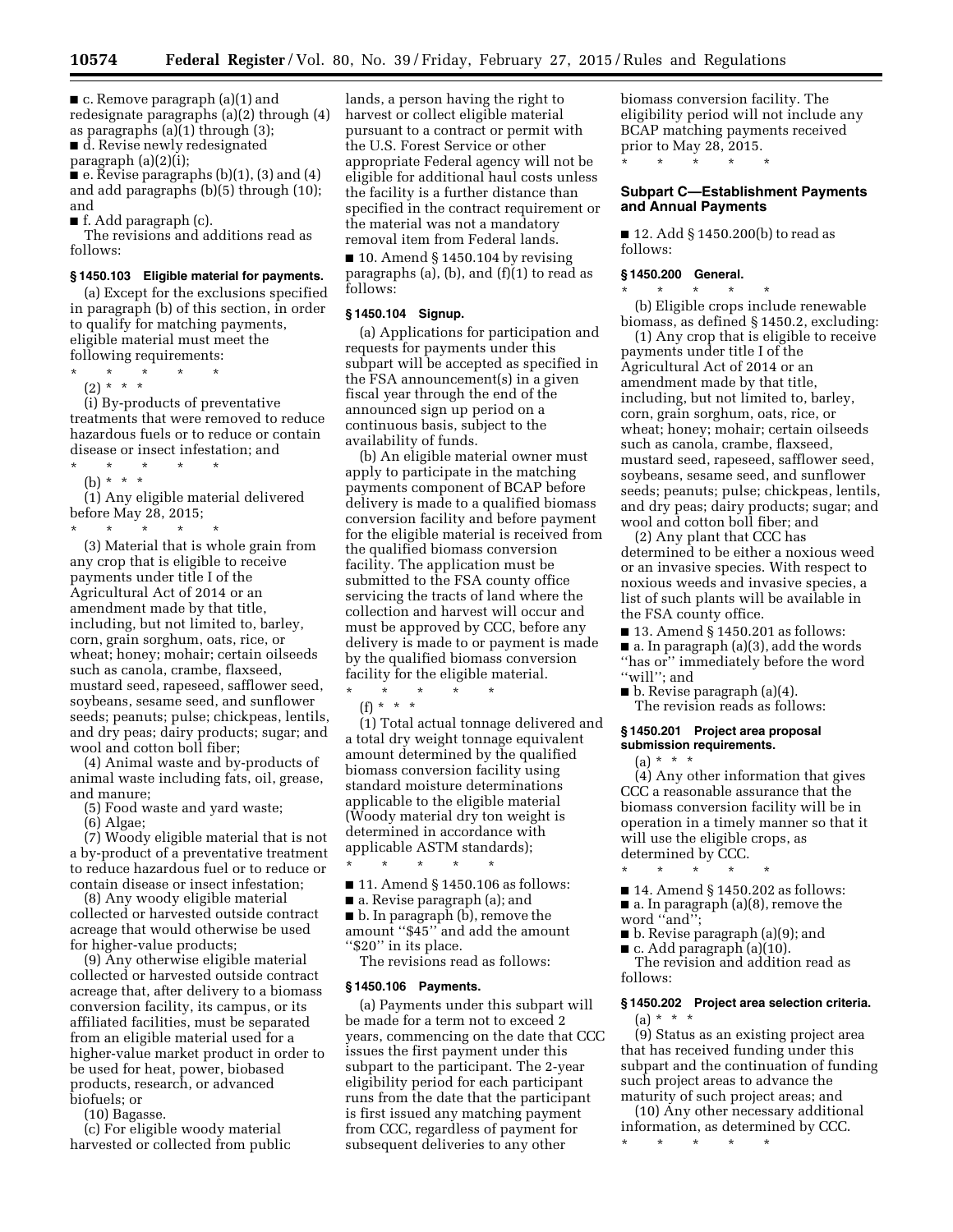■ c. Remove paragraph (a)(1) and redesignate paragraphs (a)(2) through (4) as paragraphs (a)(1) through (3);

■ d. Revise newly redesignated paragraph (a)(2)(i);

■ e. Revise paragraphs (b)(1), (3) and (4) and add paragraphs (b)(5) through (10); and

■ f. Add paragraph (c).

The revisions and additions read as follows:

### § 1450.103 Eligible material for payments.

(a) Except for the exclusions specified in paragraph (b) of this section, in order to qualify for matching payments, eligible material must meet the following requirements:

\* \* \* \* \*

(2) \* \* \*

(i) By-products of preventative treatments that were removed to reduce hazardous fuels or to reduce or contain disease or insect infestation; and

\* \* \* \* \*

(b) \* \* \*

(1) Any eligible material delivered before May 28, 2015;

\* \* \* \* \*

(3) Material that is whole grain from any crop that is eligible to receive payments under title I of the Agricultural Act of 2014 or an amendment made by that title, including, but not limited to, barley, corn, grain sorghum, oats, rice, or wheat; honey; mohair; certain oilseeds such as canola, crambe, flaxseed, mustard seed, rapeseed, safflower seed, soybeans, sesame seed, and sunflower seeds; peanuts; pulse; chickpeas, lentils, and dry peas; dairy products; sugar; and wool and cotton boll fiber;

(4) Animal waste and by-products of animal waste including fats, oil, grease, and manure;

(5) Food waste and yard waste;

(6) Algae;

(7) Woody eligible material that is not a by-product of a preventative treatment to reduce hazardous fuel or to reduce or contain disease or insect infestation;

(8) Any woody eligible material collected or harvested outside contract acreage that would otherwise be used for higher-value products;

(9) Any otherwise eligible material collected or harvested outside contract acreage that, after delivery to a biomass conversion facility, its campus, or its affiliated facilities, must be separated from an eligible material used for a higher-value market product in order to be used for heat, power, biobased products, research, or advanced biofuels; or

(10) Bagasse.

(c) For eligible woody material harvested or collected from public lands, a person having the right to harvest or collect eligible material pursuant to a contract or permit with the U.S. Forest Service or other appropriate Federal agency will not be eligible for additional haul costs unless the facility is a further distance than specified in the contract requirement or the material was not a mandatory removal item from Federal lands.

■ 10. Amend § 1450.104 by revising paragraphs (a), (b), and (f)(1) to read as follows:

### § 1450.104 Signup.

(a) Applications for participation and requests for payments under this subpart will be accepted as specified in the FSA announcement(s) in a given fiscal year through the end of the announced sign up period on a continuous basis, subject to the availability of funds.

(b) An eligible material owner must apply to participate in the matching payments component of BCAP before delivery is made to a qualified biomass conversion facility and before payment for the eligible material is received from the qualified biomass conversion facility. The application must be submitted to the FSA county office servicing the tracts of land where the collection and harvest will occur and must be approved by CCC, before any delivery is made to or payment is made by the qualified biomass conversion facility for the eligible material.

\* \* \* \* \*

(f) \* \* \*

(1) Total actual tonnage delivered and a total dry weight tonnage equivalent amount determined by the qualified biomass conversion facility using standard moisture determinations applicable to the eligible material (Woody material dry ton weight is determined in accordance with applicable ASTM standards);

\* \* \* \* \*

■ 11. Amend § 1450.106 as follows:

■ a. Revise paragraph (a); and

■ b. In paragraph (b), remove the amount ''$45'' and add the amount ''$20'' in its place.

The revisions read as follows:

### § 1450.106 Payments.

(a) Payments under this subpart will be made for a term not to exceed 2 years, commencing on the date that CCC issues the first payment under this subpart to the participant. The 2-year eligibility period for each participant runs from the date that the participant is first issued any matching payment from CCC, regardless of payment for subsequent deliveries to any other biomass conversion facility. The eligibility period will not include any BCAP matching payments received prior to May 28, 2015.

\* \* \* \* \*

## Subpart C—Establishment Payments and Annual Payments

■ 12. Add § 1450.200(b) to read as follows:

### § 1450.200 General.

\* \* \* \* \*

(b) Eligible crops include renewable biomass, as defined § 1450.2, excluding:

(1) Any crop that is eligible to receive payments under title I of the Agricultural Act of 2014 or an amendment made by that title, including, but not limited to, barley, corn, grain sorghum, oats, rice, or wheat; honey; mohair; certain oilseeds such as canola, crambe, flaxseed, mustard seed, rapeseed, safflower seed, soybeans, sesame seed, and sunflower seeds; peanuts; pulse; chickpeas, lentils, and dry peas; dairy products; sugar; and wool and cotton boll fiber; and

(2) Any plant that CCC has determined to be either a noxious weed or an invasive species. With respect to noxious weeds and invasive species, a list of such plants will be available in the FSA county office.

■ 13. Amend § 1450.201 as follows:

■ a. In paragraph (a)(3), add the words ''has or'' immediately before the word ''will''; and

■ b. Revise paragraph (a)(4).

The revision reads as follows:

### § 1450.201 Project area proposal submission requirements.

(a) \* \* \*

(4) Any other information that gives CCC a reasonable assurance that the biomass conversion facility will be in operation in a timely manner so that it will use the eligible crops, as determined by CCC.

\* \* \* \* \*

■ 14. Amend § 1450.202 as follows:

■ a. In paragraph (a)(8), remove the word ''and'';

■ b. Revise paragraph (a)(9); and

■ c. Add paragraph (a)(10).

The revision and addition read as follows:

### § 1450.202 Project area selection criteria.

(a) \* \* \*

(9) Status as an existing project area that has received funding under this subpart and the continuation of funding such project areas to advance the maturity of such project areas; and

(10) Any other necessary additional information, as determined by CCC.

\* \* \* \* \*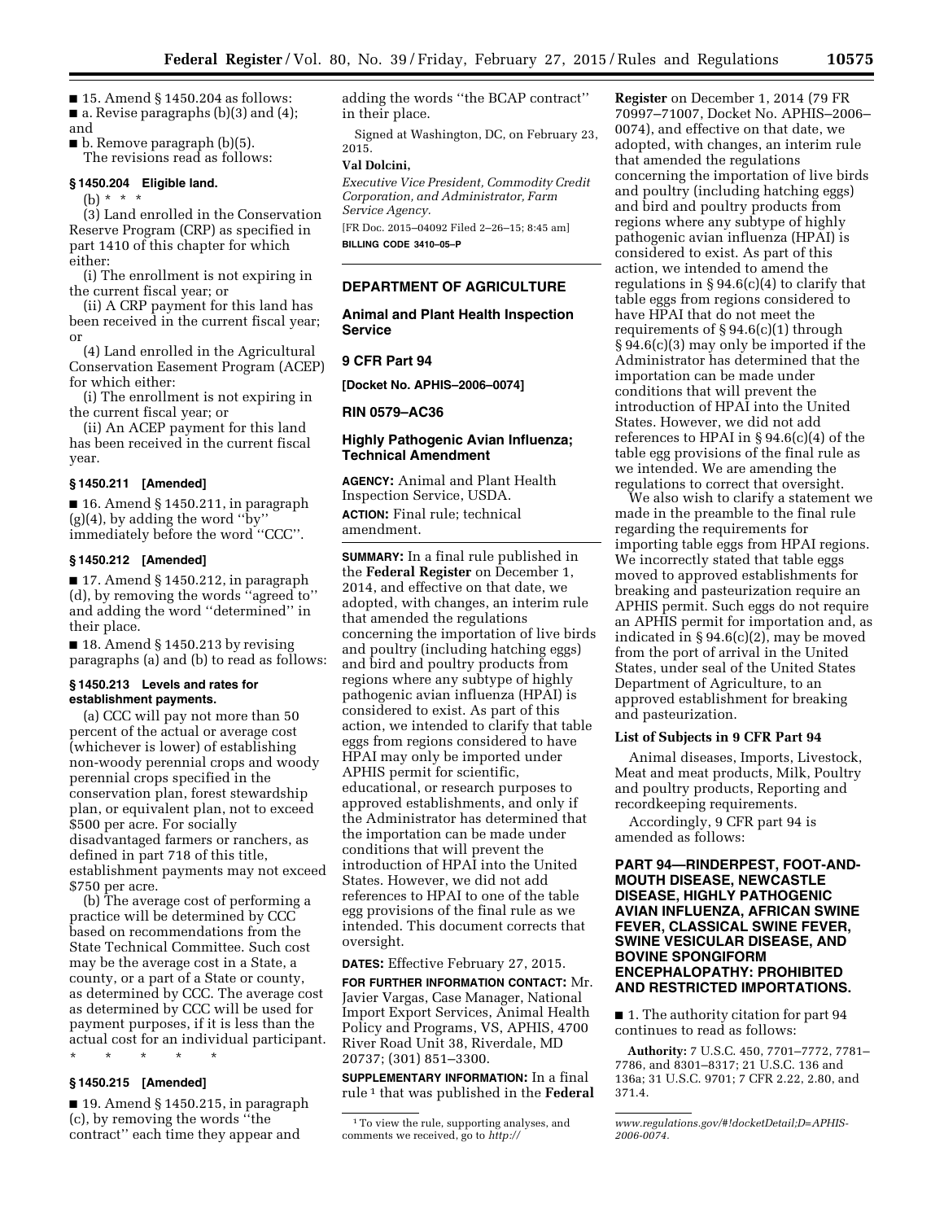■ 15. Amend § 1450.204 as follows:

■ a. Revise paragraphs (b)(3) and (4); and

■ b. Remove paragraph (b)(5).

The revisions read as follows:

**§ 1450.204 Eligible land.**

(b) * * *

(3) Land enrolled in the Conservation Reserve Program (CRP) as specified in part 1410 of this chapter for which either:

(i) The enrollment is not expiring in the current fiscal year; or

(ii) A CRP payment for this land has been received in the current fiscal year; or

(4) Land enrolled in the Agricultural Conservation Easement Program (ACEP) for which either:

(i) The enrollment is not expiring in the current fiscal year; or

(ii) An ACEP payment for this land has been received in the current fiscal year.

**§ 1450.211 [Amended]**

■ 16. Amend § 1450.211, in paragraph (g)(4), by adding the word ''by'' immediately before the word ''CCC''.

**§ 1450.212 [Amended]**

■ 17. Amend § 1450.212, in paragraph (d), by removing the words ''agreed to'' and adding the word ''determined'' in their place.

■ 18. Amend § 1450.213 by revising paragraphs (a) and (b) to read as follows:

**§ 1450.213 Levels and rates for establishment payments.**

(a) CCC will pay not more than 50 percent of the actual or average cost (whichever is lower) of establishing non-woody perennial crops and woody perennial crops specified in the conservation plan, forest stewardship plan, or equivalent plan, not to exceed $500 per acre. For socially disadvantaged farmers or ranchers, as defined in part 718 of this title, establishment payments may not exceed $750 per acre.

(b) The average cost of performing a practice will be determined by CCC based on recommendations from the State Technical Committee. Such cost may be the average cost in a State, a county, or a part of a State or county, as determined by CCC. The average cost as determined by CCC will be used for payment purposes, if it is less than the actual cost for an individual participant.

\* \* \* \* \*

**§ 1450.215 [Amended]**

■ 19. Amend § 1450.215, in paragraph (c), by removing the words ''the contract'' each time they appear and adding the words ''the BCAP contract'' in their place.

Signed at Washington, DC, on February 23, 2015.

**Val Dolcini,**

*Executive Vice President, Commodity Credit Corporation, and Administrator, Farm Service Agency.*

[FR Doc. 2015–04092 Filed 2–26–15; 8:45 am]

**BILLING CODE 3410–05–P**

## DEPARTMENT OF AGRICULTURE

### Animal and Plant Health Inspection Service

### 9 CFR Part 94

**[Docket No. APHIS–2006–0074]**

**RIN 0579–AC36**

### Highly Pathogenic Avian Influenza; Technical Amendment

**AGENCY:** Animal and Plant Health Inspection Service, USDA.

**ACTION:** Final rule; technical amendment.

**SUMMARY:** In a final rule published in the **Federal Register** on December 1, 2014, and effective on that date, we adopted, with changes, an interim rule that amended the regulations concerning the importation of live birds and poultry (including hatching eggs) and bird and poultry products from regions where any subtype of highly pathogenic avian influenza (HPAI) is considered to exist. As part of this action, we intended to clarify that table eggs from regions considered to have HPAI may only be imported under APHIS permit for scientific, educational, or research purposes to approved establishments, and only if the Administrator has determined that the importation can be made under conditions that will prevent the introduction of HPAI into the United States. However, we did not add references to HPAI to one of the table egg provisions of the final rule as we intended. This document corrects that oversight.

**DATES:** Effective February 27, 2015.

**FOR FURTHER INFORMATION CONTACT:** Mr. Javier Vargas, Case Manager, National Import Export Services, Animal Health Policy and Programs, VS, APHIS, 4700 River Road Unit 38, Riverdale, MD 20737; (301) 851–3300.

**SUPPLEMENTARY INFORMATION:** In a final rule [1] that was published in the **Federal Register** on December 1, 2014 (79 FR 70997–71007, Docket No. APHIS–2006–0074), and effective on that date, we adopted, with changes, an interim rule that amended the regulations concerning the importation of live birds and poultry (including hatching eggs) and bird and poultry products from regions where any subtype of highly pathogenic avian influenza (HPAI) is considered to exist. As part of this action, we intended to amend the regulations in § 94.6(c)(4) to clarify that table eggs from regions considered to have HPAI that do not meet the requirements of § 94.6(c)(1) through § 94.6(c)(3) may only be imported if the Administrator has determined that the importation can be made under conditions that will prevent the introduction of HPAI into the United States. However, we did not add references to HPAI in § 94.6(c)(4) of the table egg provisions of the final rule as we intended. We are amending the regulations to correct that oversight.

We also wish to clarify a statement we made in the preamble to the final rule regarding the requirements for importing table eggs from HPAI regions. We incorrectly stated that table eggs moved to approved establishments for breaking and pasteurization require an APHIS permit. Such eggs do not require an APHIS permit for importation and, as indicated in § 94.6(c)(2), may be moved from the port of arrival in the United States, under seal of the United States Department of Agriculture, to an approved establishment for breaking and pasteurization.

**List of Subjects in 9 CFR Part 94**

Animal diseases, Imports, Livestock, Meat and meat products, Milk, Poultry and poultry products, Reporting and recordkeeping requirements.

Accordingly, 9 CFR part 94 is amended as follows:

**PART 94—RINDERPEST, FOOT-AND-MOUTH DISEASE, NEWCASTLE DISEASE, HIGHLY PATHOGENIC AVIAN INFLUENZA, AFRICAN SWINE FEVER, CLASSICAL SWINE FEVER, SWINE VESICULAR DISEASE, AND BOVINE SPONGIFORM ENCEPHALOPATHY: PROHIBITED AND RESTRICTED IMPORTATIONS.**

■ 1. The authority citation for part 94 continues to read as follows:

**Authority:** 7 U.S.C. 450, 7701–7772, 7781–7786, and 8301–8317; 21 U.S.C. 136 and 136a; 31 U.S.C. 9701; 7 CFR 2.22, 2.80, and 371.4.

---

[1] To view the rule, supporting analyses, and comments we received, go to *http://www.regulations.gov/#!docketDetail;D=APHIS-2006-0074.*